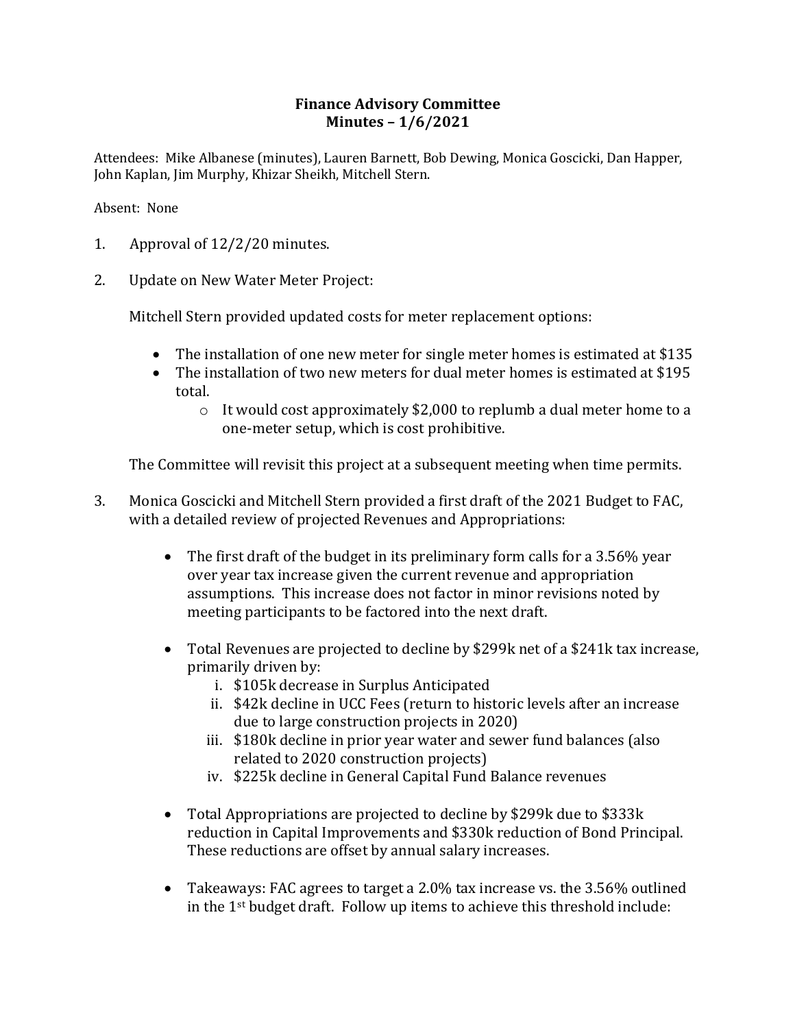# Finance Advisory Committee
## Minutes – 1/6/2021

Attendees: Mike Albanese (minutes), Lauren Barnett, Bob Dewing, Monica Goscicki, Dan Happer, John Kaplan, Jim Murphy, Khizar Sheikh, Mitchell Stern.

Absent: None

1. Approval of 12/2/20 minutes.

2. Update on New Water Meter Project:

   Mitchell Stern provided updated costs for meter replacement options:

   - The installation of one new meter for single meter homes is estimated at $135
   - The installation of two new meters for dual meter homes is estimated at $195 total.
     - It would cost approximately $2,000 to replumb a dual meter home to a one-meter setup, which is cost prohibitive.

   The Committee will revisit this project at a subsequent meeting when time permits.

3. Monica Goscicki and Mitchell Stern provided a first draft of the 2021 Budget to FAC, with a detailed review of projected Revenues and Appropriations:

   - The first draft of the budget in its preliminary form calls for a 3.56% year over year tax increase given the current revenue and appropriation assumptions. This increase does not factor in minor revisions noted by meeting participants to be factored into the next draft.

   - Total Revenues are projected to decline by $299k net of a $241k tax increase, primarily driven by:
     i. $105k decrease in Surplus Anticipated
     ii. $42k decline in UCC Fees (return to historic levels after an increase due to large construction projects in 2020)
     iii. $180k decline in prior year water and sewer fund balances (also related to 2020 construction projects)
     iv. $225k decline in General Capital Fund Balance revenues

   - Total Appropriations are projected to decline by $299k due to $333k reduction in Capital Improvements and $330k reduction of Bond Principal. These reductions are offset by annual salary increases.

   - Takeaways: FAC agrees to target a 2.0% tax increase vs. the 3.56% outlined in the 1st budget draft. Follow up items to achieve this threshold include: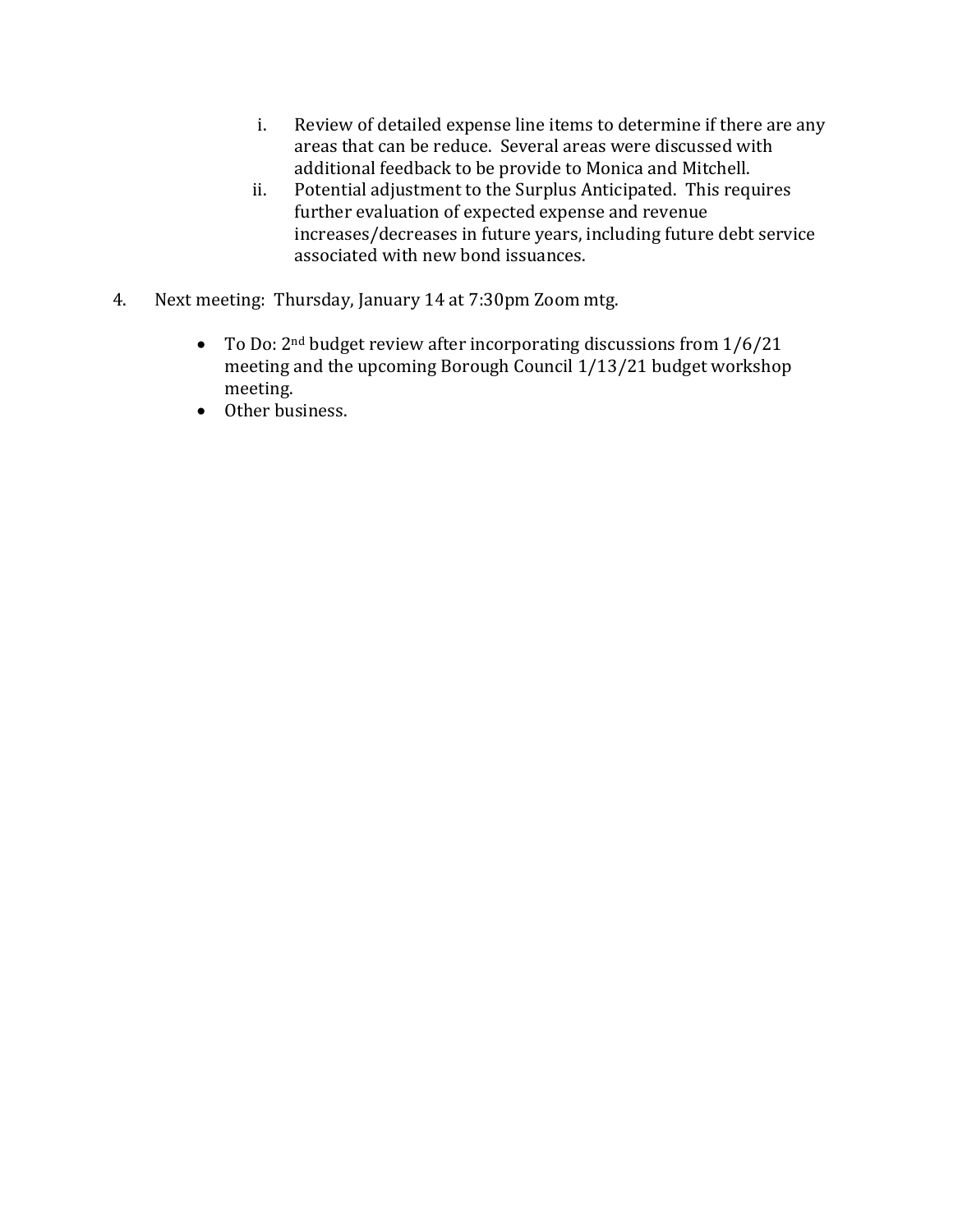i. Review of detailed expense line items to determine if there are any areas that can be reduce. Several areas were discussed with additional feedback to be provide to Monica and Mitchell.

ii. Potential adjustment to the Surplus Anticipated. This requires further evaluation of expected expense and revenue increases/decreases in future years, including future debt service associated with new bond issuances.

4. Next meeting: Thursday, January 14 at 7:30pm Zoom mtg.

   - To Do: 2nd budget review after incorporating discussions from 1/6/21 meeting and the upcoming Borough Council 1/13/21 budget workshop meeting.
   - Other business.